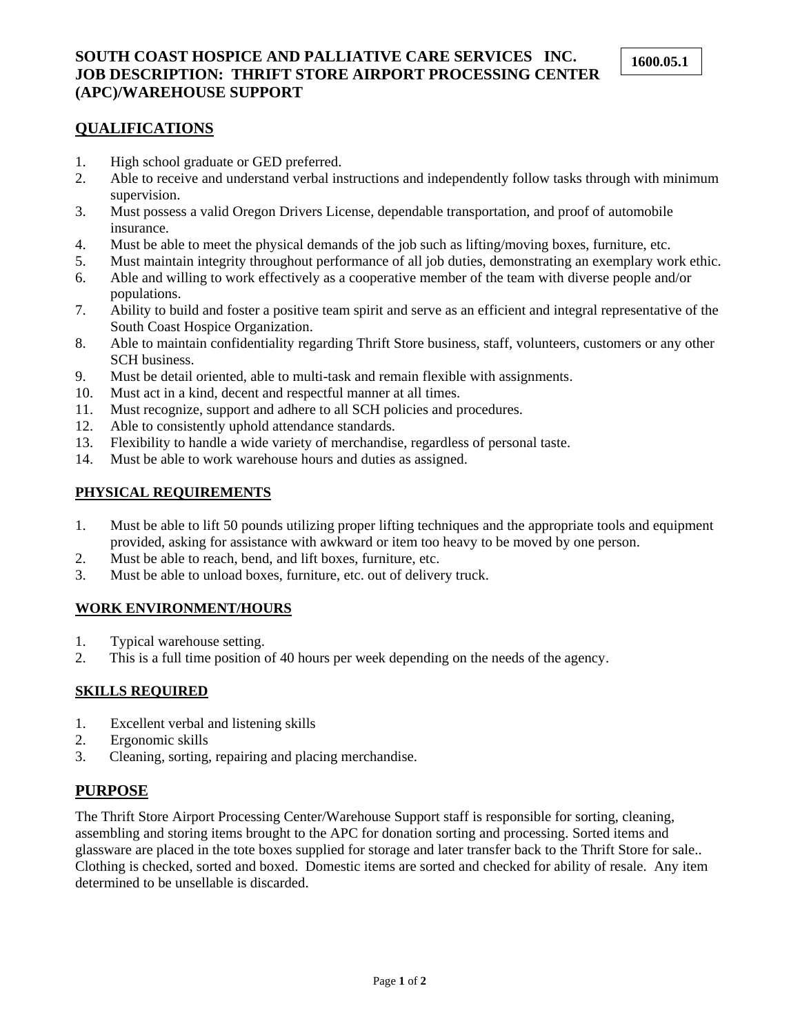**SOUTH COAST HOSPICE AND PALLIATIVE CARE SERVICES INC.**
**JOB DESCRIPTION: THRIFT STORE AIRPORT PROCESSING CENTER (APC)/WAREHOUSE SUPPORT**

**1600.05.1**

## QUALIFICATIONS

1. High school graduate or GED preferred.
2. Able to receive and understand verbal instructions and independently follow tasks through with minimum supervision.
3. Must possess a valid Oregon Drivers License, dependable transportation, and proof of automobile insurance.
4. Must be able to meet the physical demands of the job such as lifting/moving boxes, furniture, etc.
5. Must maintain integrity throughout performance of all job duties, demonstrating an exemplary work ethic.
6. Able and willing to work effectively as a cooperative member of the team with diverse people and/or populations.
7. Ability to build and foster a positive team spirit and serve as an efficient and integral representative of the South Coast Hospice Organization.
8. Able to maintain confidentiality regarding Thrift Store business, staff, volunteers, customers or any other SCH business.
9. Must be detail oriented, able to multi-task and remain flexible with assignments.
10. Must act in a kind, decent and respectful manner at all times.
11. Must recognize, support and adhere to all SCH policies and procedures.
12. Able to consistently uphold attendance standards.
13. Flexibility to handle a wide variety of merchandise, regardless of personal taste.
14. Must be able to work warehouse hours and duties as assigned.

### PHYSICAL REQUIREMENTS

1. Must be able to lift 50 pounds utilizing proper lifting techniques and the appropriate tools and equipment provided, asking for assistance with awkward or item too heavy to be moved by one person.
2. Must be able to reach, bend, and lift boxes, furniture, etc.
3. Must be able to unload boxes, furniture, etc. out of delivery truck.

### WORK ENVIRONMENT/HOURS

1. Typical warehouse setting.
2. This is a full time position of 40 hours per week depending on the needs of the agency.

### SKILLS REQUIRED

1. Excellent verbal and listening skills
2. Ergonomic skills
3. Cleaning, sorting, repairing and placing merchandise.

## PURPOSE

The Thrift Store Airport Processing Center/Warehouse Support staff is responsible for sorting, cleaning, assembling and storing items brought to the APC for donation sorting and processing. Sorted items and glassware are placed in the tote boxes supplied for storage and later transfer back to the Thrift Store for sale.. Clothing is checked, sorted and boxed. Domestic items are sorted and checked for ability of resale. Any item determined to be unsellable is discarded.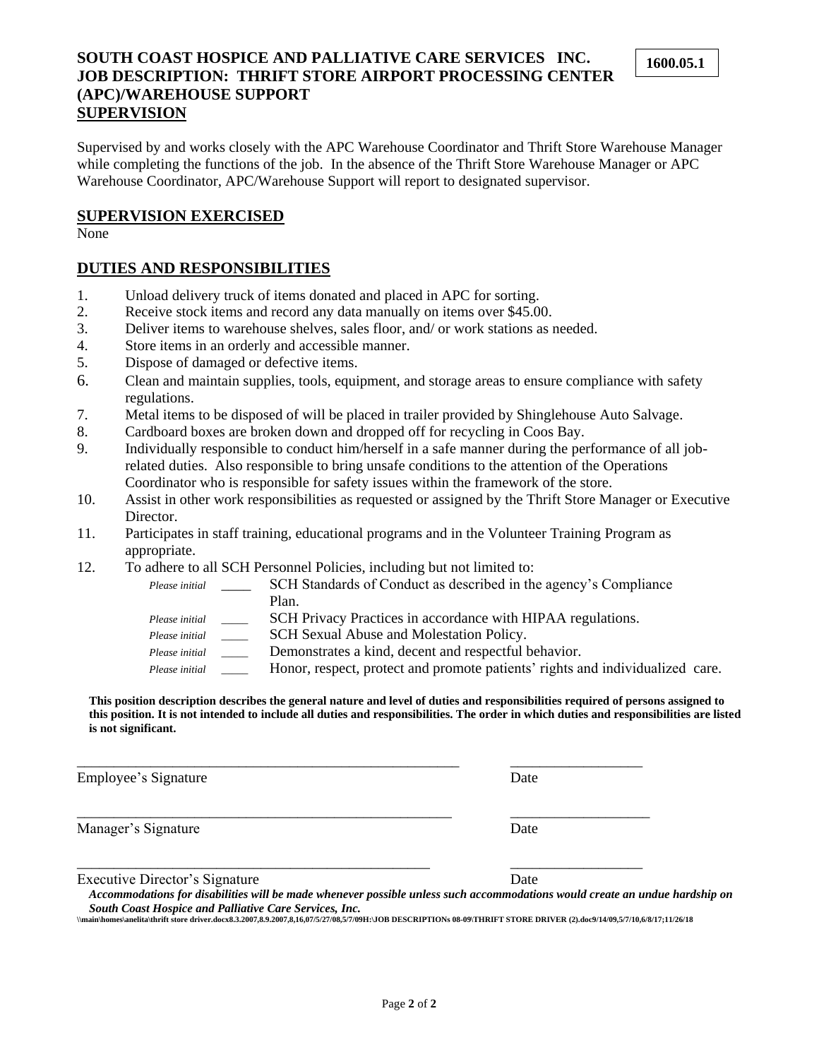# SOUTH COAST HOSPICE AND PALLIATIVE CARE SERVICES INC.
# JOB DESCRIPTION: THRIFT STORE AIRPORT PROCESSING CENTER (APC)/WAREHOUSE SUPPORT

**1600.05.1**

## SUPERVISION

Supervised by and works closely with the APC Warehouse Coordinator and Thrift Store Warehouse Manager while completing the functions of the job. In the absence of the Thrift Store Warehouse Manager or APC Warehouse Coordinator, APC/Warehouse Support will report to designated supervisor.

## SUPERVISION EXERCISED

None

## DUTIES AND RESPONSIBILITIES

1. Unload delivery truck of items donated and placed in APC for sorting.
2. Receive stock items and record any data manually on items over $45.00.
3. Deliver items to warehouse shelves, sales floor, and/ or work stations as needed.
4. Store items in an orderly and accessible manner.
5. Dispose of damaged or defective items.
6. Clean and maintain supplies, tools, equipment, and storage areas to ensure compliance with safety regulations.
7. Metal items to be disposed of will be placed in trailer provided by Shinglehouse Auto Salvage.
8. Cardboard boxes are broken down and dropped off for recycling in Coos Bay.
9. Individually responsible to conduct him/herself in a safe manner during the performance of all job-related duties. Also responsible to bring unsafe conditions to the attention of the Operations Coordinator who is responsible for safety issues within the framework of the store.
10. Assist in other work responsibilities as requested or assigned by the Thrift Store Manager or Executive Director.
11. Participates in staff training, educational programs and in the Volunteer Training Program as appropriate.
12. To adhere to all SCH Personnel Policies, including but not limited to:
    - *Please initial* ____ SCH Standards of Conduct as described in the agency's Compliance Plan.
    - *Please initial* ____ SCH Privacy Practices in accordance with HIPAA regulations.
    - *Please initial* ____ SCH Sexual Abuse and Molestation Policy.
    - *Please initial* ____ Demonstrates a kind, decent and respectful behavior.
    - *Please initial* ____ Honor, respect, protect and promote patients' rights and individualized care.

**This position description describes the general nature and level of duties and responsibilities required of persons assigned to this position. It is not intended to include all duties and responsibilities. The order in which duties and responsibilities are listed is not significant.**

______________________________________________ ________________
Employee's Signature Date

______________________________________________ ________________
Manager's Signature Date

______________________________________________ ________________
Executive Director's Signature Date

***Accommodations for disabilities will be made whenever possible unless such accommodations would create an undue hardship on South Coast Hospice and Palliative Care Services, Inc.***

\\main\homes\anelita\thrift store driver.docx8.3.2007,8.9.2007,8,16,07/5/27/08,5/7/09H:\JOB DESCRIPTIONs 08-09\THRIFT STORE DRIVER (2).doc9/14/09,5/7/10,6/8/17;11/26/18